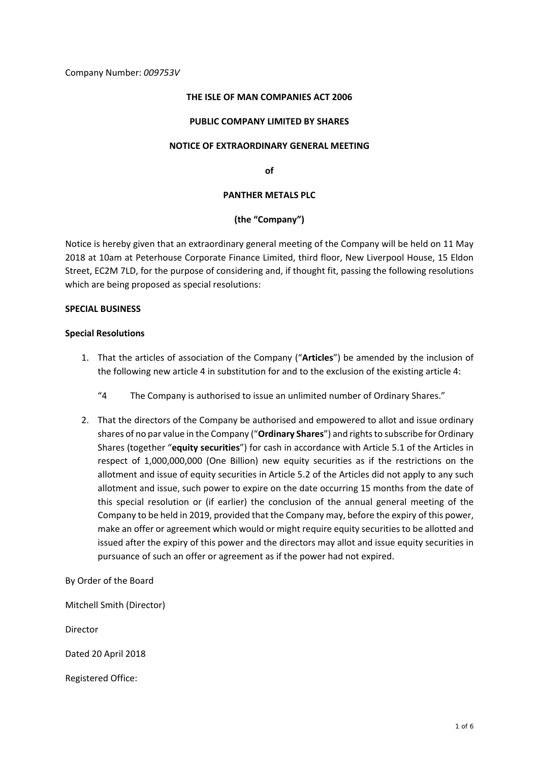Company Number: *009753V*

**THE ISLE OF MAN COMPANIES ACT 2006**

**PUBLIC COMPANY LIMITED BY SHARES**

**NOTICE OF EXTRAORDINARY GENERAL MEETING**

**of**

**PANTHER METALS PLC**

**(the "Company")**

Notice is hereby given that an extraordinary general meeting of the Company will be held on 11 May 2018 at 10am at Peterhouse Corporate Finance Limited, third floor, New Liverpool House, 15 Eldon Street, EC2M 7LD, for the purpose of considering and, if thought fit, passing the following resolutions which are being proposed as special resolutions:

**SPECIAL BUSINESS**

**Special Resolutions**

1. That the articles of association of the Company ("**Articles**") be amended by the inclusion of the following new article 4 in substitution for and to the exclusion of the existing article 4:

   "4 The Company is authorised to issue an unlimited number of Ordinary Shares."

2. That the directors of the Company be authorised and empowered to allot and issue ordinary shares of no par value in the Company ("**Ordinary Shares**") and rights to subscribe for Ordinary Shares (together "**equity securities**") for cash in accordance with Article 5.1 of the Articles in respect of 1,000,000,000 (One Billion) new equity securities as if the restrictions on the allotment and issue of equity securities in Article 5.2 of the Articles did not apply to any such allotment and issue, such power to expire on the date occurring 15 months from the date of this special resolution or (if earlier) the conclusion of the annual general meeting of the Company to be held in 2019, provided that the Company may, before the expiry of this power, make an offer or agreement which would or might require equity securities to be allotted and issued after the expiry of this power and the directors may allot and issue equity securities in pursuance of such an offer or agreement as if the power had not expired.

By Order of the Board

Mitchell Smith (Director)

Director

Dated 20 April 2018

Registered Office: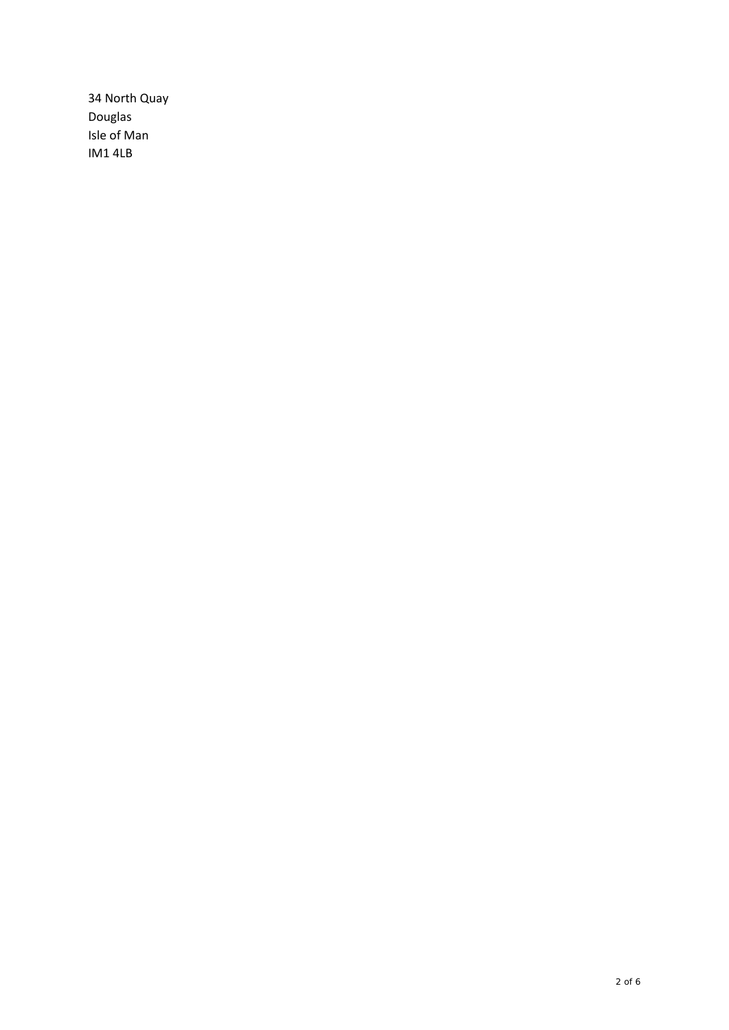34 North Quay  
Douglas  
Isle of Man  
IM1 4LB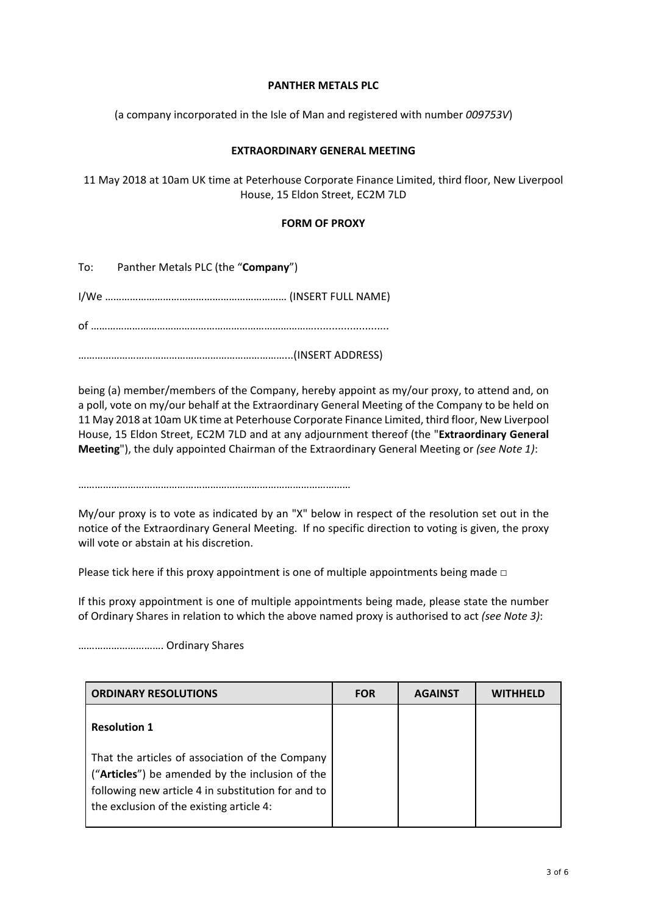**PANTHER METALS PLC**

(a company incorporated in the Isle of Man and registered with number *009753V*)

**EXTRAORDINARY GENERAL MEETING**

11 May 2018 at 10am UK time at Peterhouse Corporate Finance Limited, third floor, New Liverpool House, 15 Eldon Street, EC2M 7LD

**FORM OF PROXY**

To: Panther Metals PLC (the "**Company**")

I/We ………………………………………………………… (INSERT FULL NAME)

of ……………………………………………………………………......................

…………………………………………………………………..(INSERT ADDRESS)

being (a) member/members of the Company, hereby appoint as my/our proxy, to attend and, on a poll, vote on my/our behalf at the Extraordinary General Meeting of the Company to be held on 11 May 2018 at 10am UK time at Peterhouse Corporate Finance Limited, third floor, New Liverpool House, 15 Eldon Street, EC2M 7LD and at any adjournment thereof (the "**Extraordinary General Meeting**"), the duly appointed Chairman of the Extraordinary General Meeting or *(see Note 1)*:

………………………………………………………………………………………

My/our proxy is to vote as indicated by an "X" below in respect of the resolution set out in the notice of the Extraordinary General Meeting. If no specific direction to voting is given, the proxy will vote or abstain at his discretion.

Please tick here if this proxy appointment is one of multiple appointments being made □

If this proxy appointment is one of multiple appointments being made, please state the number of Ordinary Shares in relation to which the above named proxy is authorised to act *(see Note 3)*:

…………………………. Ordinary Shares

| **ORDINARY RESOLUTIONS** | **FOR** | **AGAINST** | **WITHHELD** |
|---|---|---|---|
| **Resolution 1**<br><br>That the articles of association of the Company ("**Articles**") be amended by the inclusion of the following new article 4 in substitution for and to the exclusion of the existing article 4: | | | |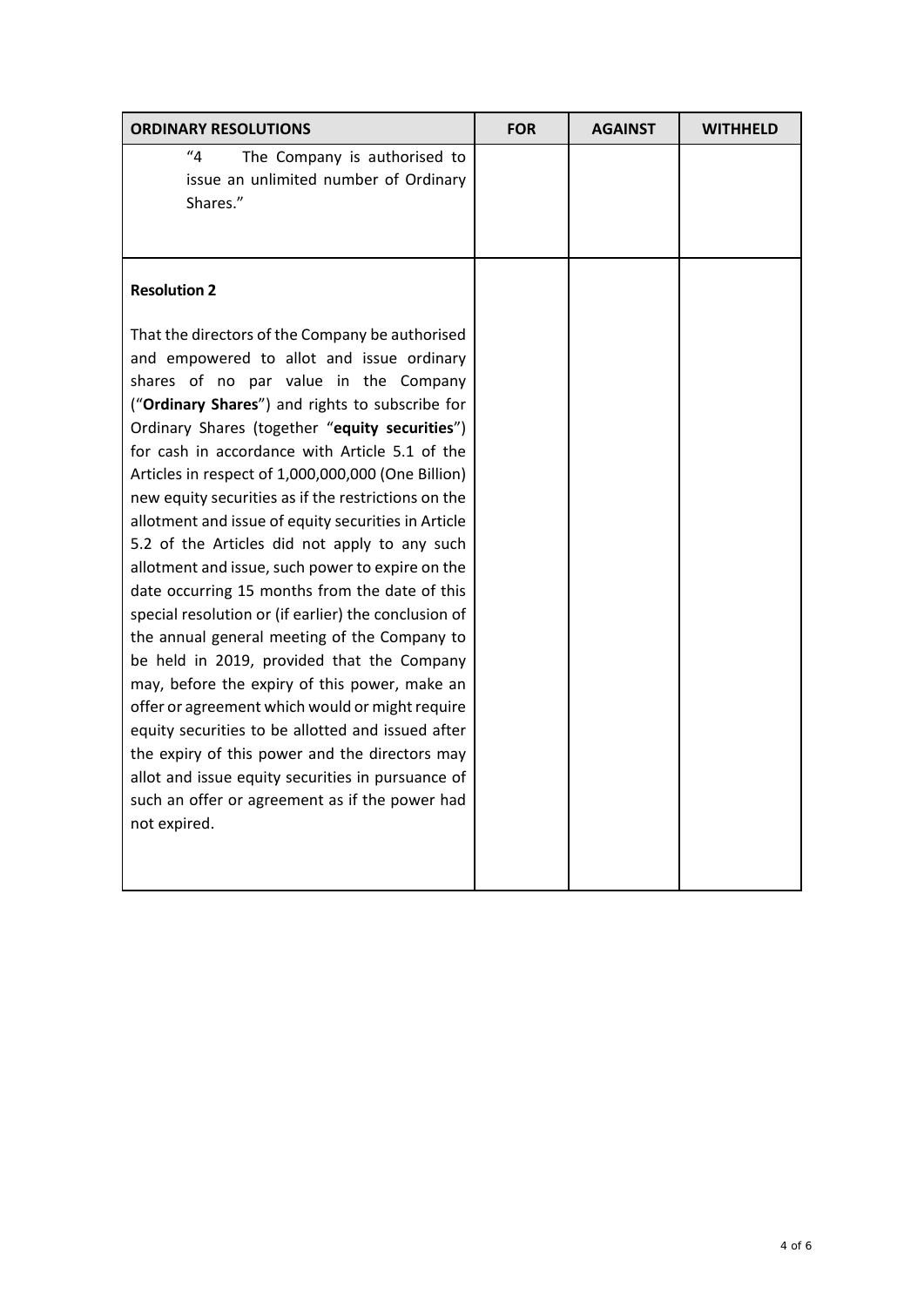| ORDINARY RESOLUTIONS | FOR | AGAINST | WITHHELD |
| --- | --- | --- | --- |
| "4 The Company is authorised to issue an unlimited number of Ordinary Shares." | | | |
| **Resolution 2**<br><br>That the directors of the Company be authorised and empowered to allot and issue ordinary shares of no par value in the Company ("**Ordinary Shares**") and rights to subscribe for Ordinary Shares (together "**equity securities**") for cash in accordance with Article 5.1 of the Articles in respect of 1,000,000,000 (One Billion) new equity securities as if the restrictions on the allotment and issue of equity securities in Article 5.2 of the Articles did not apply to any such allotment and issue, such power to expire on the date occurring 15 months from the date of this special resolution or (if earlier) the conclusion of the annual general meeting of the Company to be held in 2019, provided that the Company may, before the expiry of this power, make an offer or agreement which would or might require equity securities to be allotted and issued after the expiry of this power and the directors may allot and issue equity securities in pursuance of such an offer or agreement as if the power had not expired. | | | |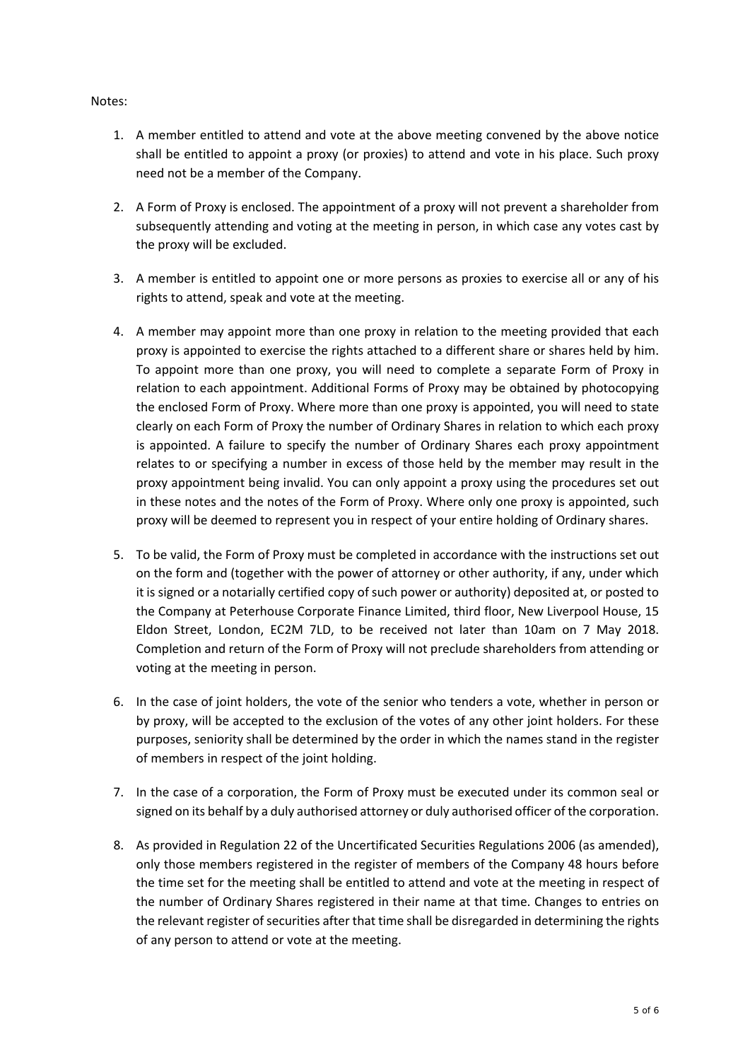Notes:

1. A member entitled to attend and vote at the above meeting convened by the above notice shall be entitled to appoint a proxy (or proxies) to attend and vote in his place. Such proxy need not be a member of the Company.

2. A Form of Proxy is enclosed. The appointment of a proxy will not prevent a shareholder from subsequently attending and voting at the meeting in person, in which case any votes cast by the proxy will be excluded.

3. A member is entitled to appoint one or more persons as proxies to exercise all or any of his rights to attend, speak and vote at the meeting.

4. A member may appoint more than one proxy in relation to the meeting provided that each proxy is appointed to exercise the rights attached to a different share or shares held by him. To appoint more than one proxy, you will need to complete a separate Form of Proxy in relation to each appointment. Additional Forms of Proxy may be obtained by photocopying the enclosed Form of Proxy. Where more than one proxy is appointed, you will need to state clearly on each Form of Proxy the number of Ordinary Shares in relation to which each proxy is appointed. A failure to specify the number of Ordinary Shares each proxy appointment relates to or specifying a number in excess of those held by the member may result in the proxy appointment being invalid. You can only appoint a proxy using the procedures set out in these notes and the notes of the Form of Proxy. Where only one proxy is appointed, such proxy will be deemed to represent you in respect of your entire holding of Ordinary shares.

5. To be valid, the Form of Proxy must be completed in accordance with the instructions set out on the form and (together with the power of attorney or other authority, if any, under which it is signed or a notarially certified copy of such power or authority) deposited at, or posted to the Company at Peterhouse Corporate Finance Limited, third floor, New Liverpool House, 15 Eldon Street, London, EC2M 7LD, to be received not later than 10am on 7 May 2018. Completion and return of the Form of Proxy will not preclude shareholders from attending or voting at the meeting in person.

6. In the case of joint holders, the vote of the senior who tenders a vote, whether in person or by proxy, will be accepted to the exclusion of the votes of any other joint holders. For these purposes, seniority shall be determined by the order in which the names stand in the register of members in respect of the joint holding.

7. In the case of a corporation, the Form of Proxy must be executed under its common seal or signed on its behalf by a duly authorised attorney or duly authorised officer of the corporation.

8. As provided in Regulation 22 of the Uncertificated Securities Regulations 2006 (as amended), only those members registered in the register of members of the Company 48 hours before the time set for the meeting shall be entitled to attend and vote at the meeting in respect of the number of Ordinary Shares registered in their name at that time. Changes to entries on the relevant register of securities after that time shall be disregarded in determining the rights of any person to attend or vote at the meeting.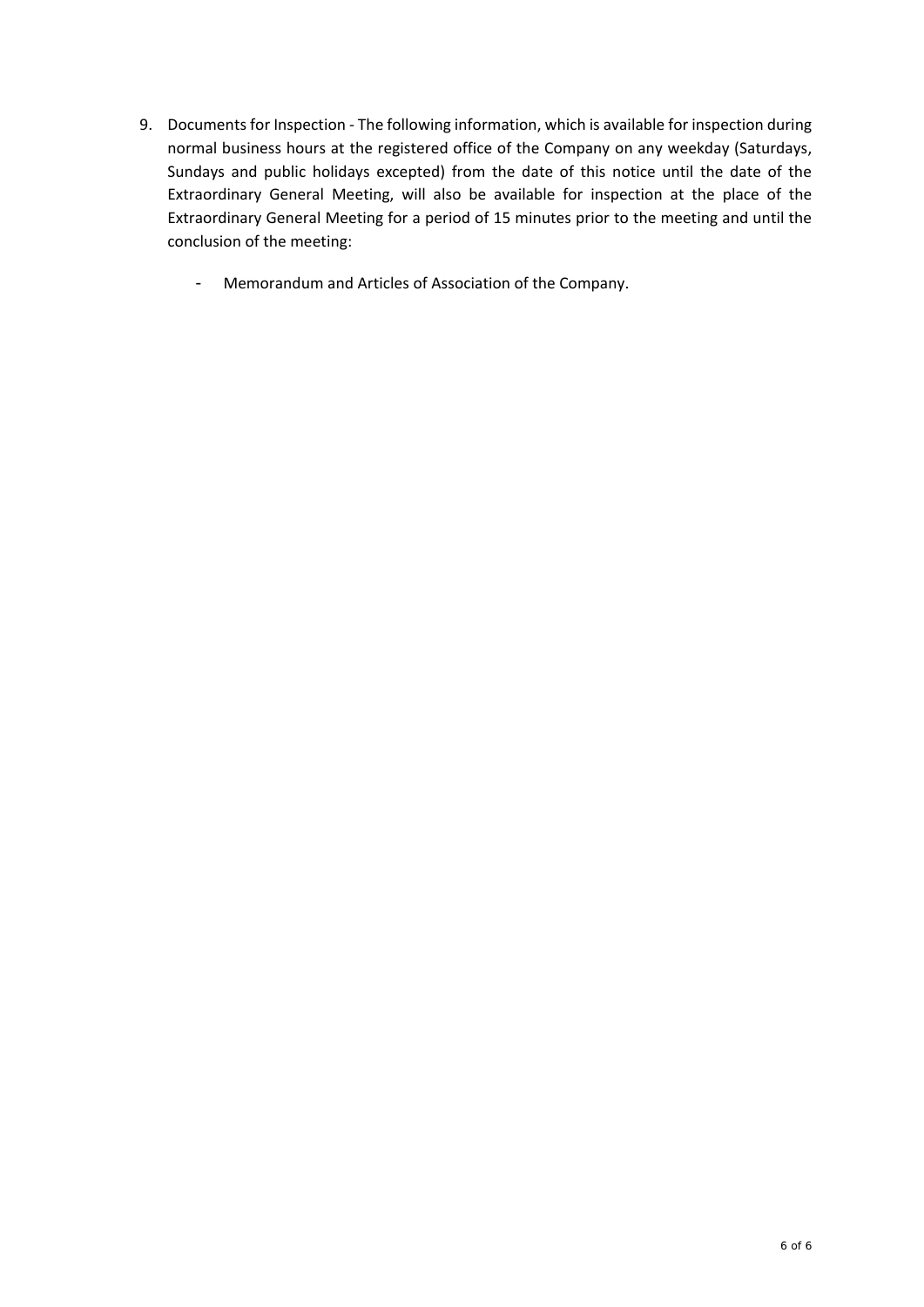9. Documents for Inspection - The following information, which is available for inspection during normal business hours at the registered office of the Company on any weekday (Saturdays, Sundays and public holidays excepted) from the date of this notice until the date of the Extraordinary General Meeting, will also be available for inspection at the place of the Extraordinary General Meeting for a period of 15 minutes prior to the meeting and until the conclusion of the meeting:

   - Memorandum and Articles of Association of the Company.